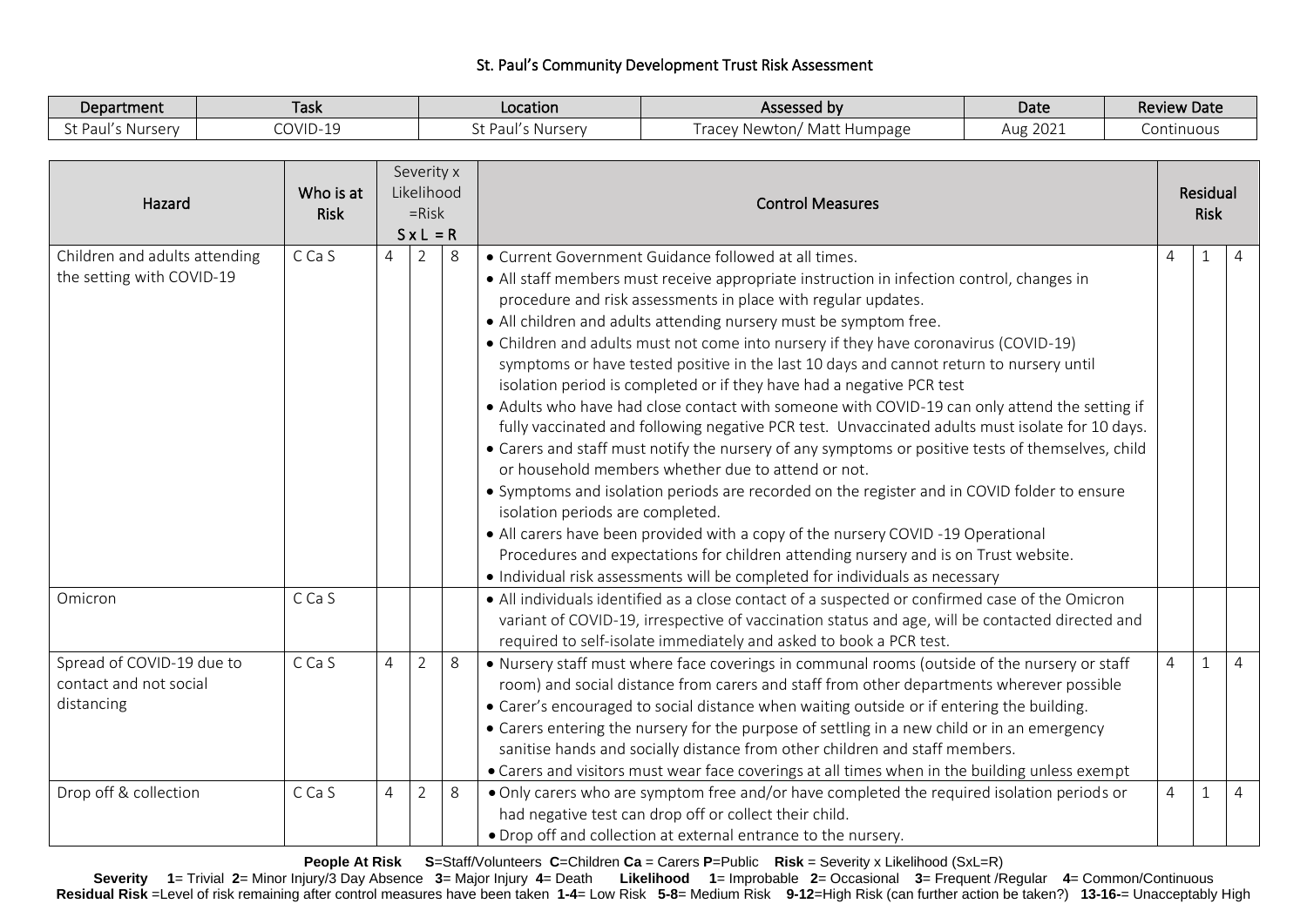# St. Paul's Community Development Trust Risk Assessment

| Department | Task | Location | Assessed by | Date | Review Date |
|---|---|---|---|---|---|
| St Paul's Nursery | COVID-19 | St Paul's Nursery | Tracey Newton/ Matt Humpage | Aug 2021 | Continuous |

| Hazard | Who is at Risk | Severity x Likelihood =Risk S x L = R | | | Control Measures | Residual Risk | | |
|---|---|---|---|---|---|---|---|---|
| Children and adults attending the setting with COVID-19 | C Ca S | 4 | 2 | 8 | • Current Government Guidance followed at all times.<br>• All staff members must receive appropriate instruction in infection control, changes in procedure and risk assessments in place with regular updates.<br>• All children and adults attending nursery must be symptom free.<br>• Children and adults must not come into nursery if they have coronavirus (COVID-19) symptoms or have tested positive in the last 10 days and cannot return to nursery until isolation period is completed or if they have had a negative PCR test<br>• Adults who have had close contact with someone with COVID-19 can only attend the setting if fully vaccinated and following negative PCR test. Unvaccinated adults must isolate for 10 days.<br>• Carers and staff must notify the nursery of any symptoms or positive tests of themselves, child or household members whether due to attend or not.<br>• Symptoms and isolation periods are recorded on the register and in COVID folder to ensure isolation periods are completed.<br>• All carers have been provided with a copy of the nursery COVID -19 Operational Procedures and expectations for children attending nursery and is on Trust website.<br>• Individual risk assessments will be completed for individuals as necessary | 4 | 1 | 4 |
| Omicron | C Ca S | | | | • All individuals identified as a close contact of a suspected or confirmed case of the Omicron variant of COVID-19, irrespective of vaccination status and age, will be contacted directed and required to self-isolate immediately and asked to book a PCR test. | | | |
| Spread of COVID-19 due to contact and not social distancing | C Ca S | 4 | 2 | 8 | • Nursery staff must where face coverings in communal rooms (outside of the nursery or staff room) and social distance from carers and staff from other departments wherever possible<br>• Carer's encouraged to social distance when waiting outside or if entering the building.<br>• Carers entering the nursery for the purpose of settling in a new child or in an emergency sanitise hands and socially distance from other children and staff members.<br>• Carers and visitors must wear face coverings at all times when in the building unless exempt | 4 | 1 | 4 |
| Drop off & collection | C Ca S | 4 | 2 | 8 | • Only carers who are symptom free and/or have completed the required isolation periods or had negative test can drop off or collect their child.<br>• Drop off and collection at external entrance to the nursery. | 4 | 1 | 4 |

**People At Risk** **S**=Staff/Volunteers **C**=Children **Ca** = Carers **P**=Public **Risk** = Severity x Likelihood (SxL=R)

**Severity** **1**= Trivial **2**= Minor Injury/3 Day Absence **3**= Major Injury **4**= Death **Likelihood** **1**= Improbable **2**= Occasional **3**= Frequent /Regular **4**= Common/Continuous

**Residual Risk** =Level of risk remaining after control measures have been taken **1-4**= Low Risk **5-8**= Medium Risk **9-12**=High Risk (can further action be taken?) **13-16-**= Unacceptably High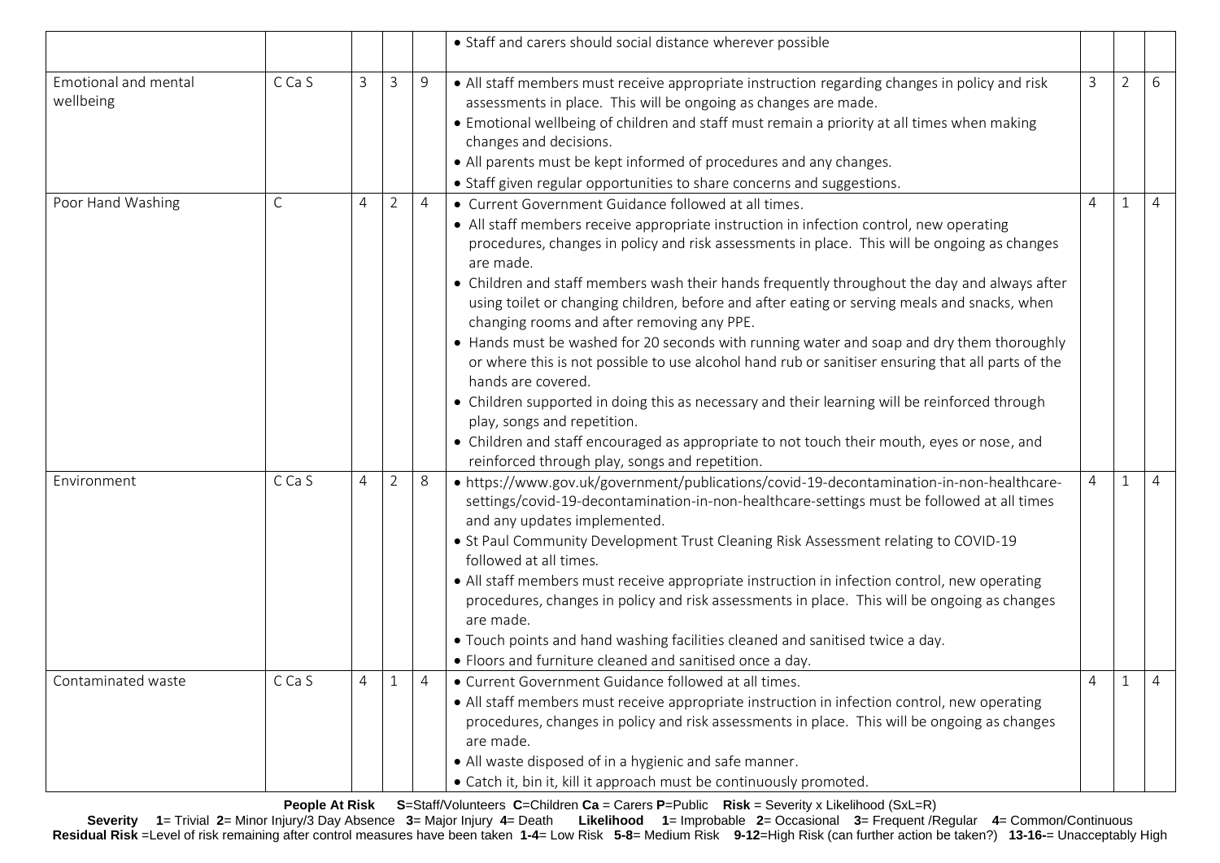| | | | | | | | | |
|---|---|---|---|---|---|---|---|---|
| | | | | | • Staff and carers should social distance wherever possible | | | |
| Emotional and mental wellbeing | C Ca S | 3 | 3 | 9 | • All staff members must receive appropriate instruction regarding changes in policy and risk assessments in place. This will be ongoing as changes are made.<br>• Emotional wellbeing of children and staff must remain a priority at all times when making changes and decisions.<br>• All parents must be kept informed of procedures and any changes.<br>• Staff given regular opportunities to share concerns and suggestions. | 3 | 2 | 6 |
| Poor Hand Washing | C | 4 | 2 | 4 | • Current Government Guidance followed at all times.<br>• All staff members receive appropriate instruction in infection control, new operating procedures, changes in policy and risk assessments in place. This will be ongoing as changes are made.<br>• Children and staff members wash their hands frequently throughout the day and always after using toilet or changing children, before and after eating or serving meals and snacks, when changing rooms and after removing any PPE.<br>• Hands must be washed for 20 seconds with running water and soap and dry them thoroughly or where this is not possible to use alcohol hand rub or sanitiser ensuring that all parts of the hands are covered.<br>• Children supported in doing this as necessary and their learning will be reinforced through play, songs and repetition.<br>• Children and staff encouraged as appropriate to not touch their mouth, eyes or nose, and reinforced through play, songs and repetition. | 4 | 1 | 4 |
| Environment | C Ca S | 4 | 2 | 8 | • https://www.gov.uk/government/publications/covid-19-decontamination-in-non-healthcare-settings/covid-19-decontamination-in-non-healthcare-settings must be followed at all times and any updates implemented.<br>• St Paul Community Development Trust Cleaning Risk Assessment relating to COVID-19 followed at all times.<br>• All staff members must receive appropriate instruction in infection control, new operating procedures, changes in policy and risk assessments in place. This will be ongoing as changes are made.<br>• Touch points and hand washing facilities cleaned and sanitised twice a day.<br>• Floors and furniture cleaned and sanitised once a day. | 4 | 1 | 4 |
| Contaminated waste | C Ca S | 4 | 1 | 4 | • Current Government Guidance followed at all times.<br>• All staff members must receive appropriate instruction in infection control, new operating procedures, changes in policy and risk assessments in place. This will be ongoing as changes are made.<br>• All waste disposed of in a hygienic and safe manner.<br>• Catch it, bin it, kill it approach must be continuously promoted. | 4 | 1 | 4 |

**People At Risk** **S**=Staff/Volunteers **C**=Children **Ca** = Carers **P**=Public **Risk** = Severity x Likelihood (SxL=R)

**Severity** **1**= Trivial **2**= Minor Injury/3 Day Absence **3**= Major Injury **4**= Death **Likelihood** **1**= Improbable **2**= Occasional **3**= Frequent /Regular **4**= Common/Continuous

**Residual Risk** =Level of risk remaining after control measures have been taken **1-4**= Low Risk **5-8**= Medium Risk **9-12**=High Risk (can further action be taken?) **13-16-**= Unacceptably High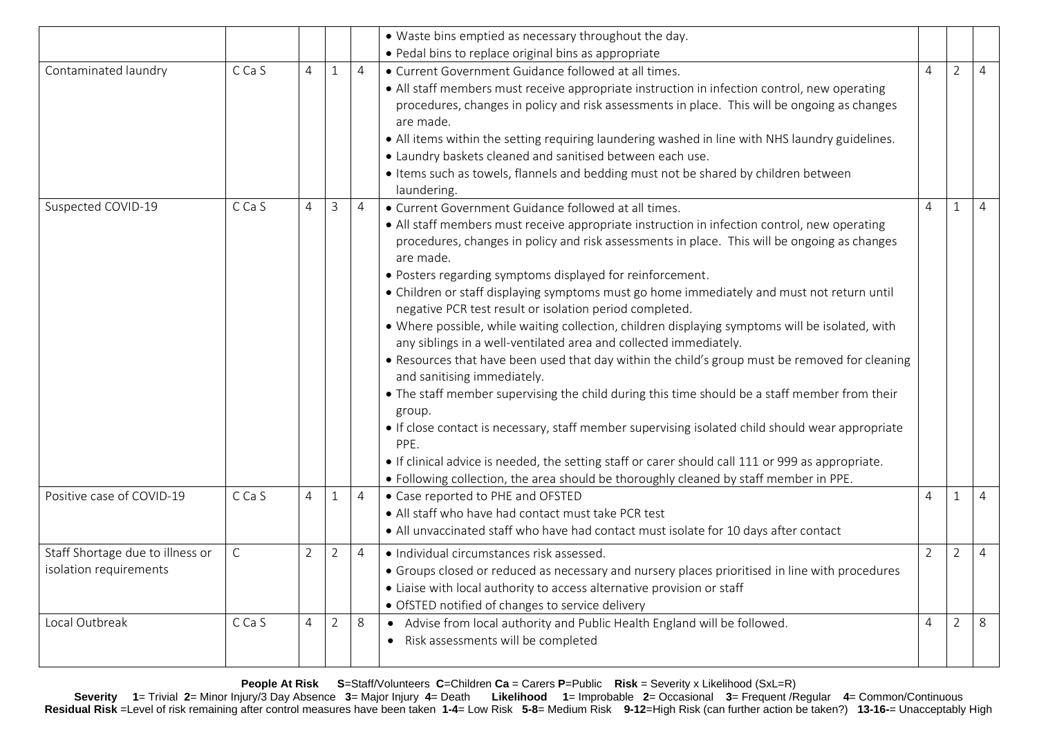| | | | | | | | | |
|---|---|---|---|---|---|---|---|---|
| | | | | | • Waste bins emptied as necessary throughout the day.<br>• Pedal bins to replace original bins as appropriate | | | |
| Contaminated laundry | C Ca S | 4 | 1 | 4 | • Current Government Guidance followed at all times.<br>• All staff members must receive appropriate instruction in infection control, new operating procedures, changes in policy and risk assessments in place. This will be ongoing as changes are made.<br>• All items within the setting requiring laundering washed in line with NHS laundry guidelines.<br>• Laundry baskets cleaned and sanitised between each use.<br>• Items such as towels, flannels and bedding must not be shared by children between laundering. | 4 | 2 | 4 |
| Suspected COVID-19 | C Ca S | 4 | 3 | 4 | • Current Government Guidance followed at all times.<br>• All staff members must receive appropriate instruction in infection control, new operating procedures, changes in policy and risk assessments in place. This will be ongoing as changes are made.<br>• Posters regarding symptoms displayed for reinforcement.<br>• Children or staff displaying symptoms must go home immediately and must not return until negative PCR test result or isolation period completed.<br>• Where possible, while waiting collection, children displaying symptoms will be isolated, with any siblings in a well-ventilated area and collected immediately.<br>• Resources that have been used that day within the child's group must be removed for cleaning and sanitising immediately.<br>• The staff member supervising the child during this time should be a staff member from their group.<br>• If close contact is necessary, staff member supervising isolated child should wear appropriate PPE.<br>• If clinical advice is needed, the setting staff or carer should call 111 or 999 as appropriate.<br>• Following collection, the area should be thoroughly cleaned by staff member in PPE. | 4 | 1 | 4 |
| Positive case of COVID-19 | C Ca S | 4 | 1 | 4 | • Case reported to PHE and OFSTED<br>• All staff who have had contact must take PCR test<br>• All unvaccinated staff who have had contact must isolate for 10 days after contact | 4 | 1 | 4 |
| Staff Shortage due to illness or isolation requirements | C | 2 | 2 | 4 | • Individual circumstances risk assessed.<br>• Groups closed or reduced as necessary and nursery places prioritised in line with procedures<br>• Liaise with local authority to access alternative provision or staff<br>• OfSTED notified of changes to service delivery | 2 | 2 | 4 |
| Local Outbreak | C Ca S | 4 | 2 | 8 | • Advise from local authority and Public Health England will be followed.<br>• Risk assessments will be completed | 4 | 2 | 8 |

**People At Risk** **S**=Staff/Volunteers **C**=Children **Ca** = Carers **P**=Public **Risk** = Severity x Likelihood (SxL=R)

**Severity** **1**= Trivial **2**= Minor Injury/3 Day Absence **3**= Major Injury **4**= Death **Likelihood** **1**= Improbable **2**= Occasional **3**= Frequent /Regular **4**= Common/Continuous

**Residual Risk** =Level of risk remaining after control measures have been taken **1-4**= Low Risk **5-8**= Medium Risk **9-12**=High Risk (can further action be taken?) **13-16-**= Unacceptably High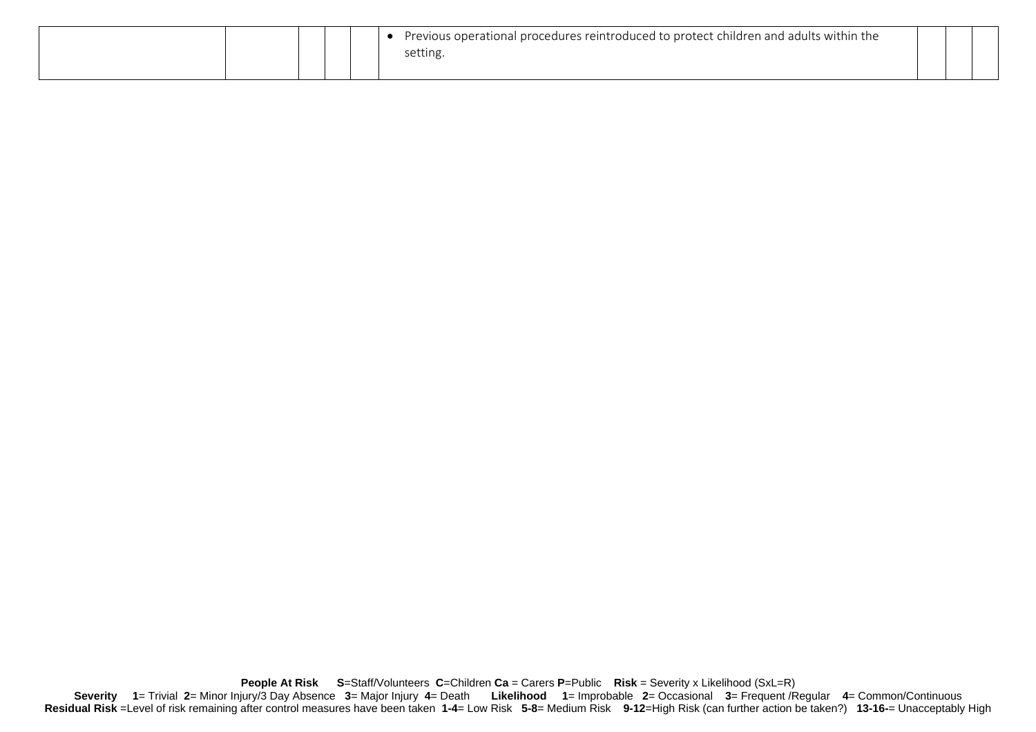| | | | | | | | | |
|---|---|---|---|---|---|---|---|---|
| | | | | | • Previous operational procedures reintroduced to protect children and adults within the setting. | | | |

**People At Risk** **S**=Staff/Volunteers **C**=Children **Ca** = Carers **P**=Public **Risk** = Severity x Likelihood (SxL=R)
**Severity** **1**= Trivial **2**= Minor Injury/3 Day Absence **3**= Major Injury **4**= Death **Likelihood** **1**= Improbable **2**= Occasional **3**= Frequent /Regular **4**= Common/Continuous
**Residual Risk** =Level of risk remaining after control measures have been taken **1-4**= Low Risk **5-8**= Medium Risk **9-12**=High Risk (can further action be taken?) **13-16-**= Unacceptably High